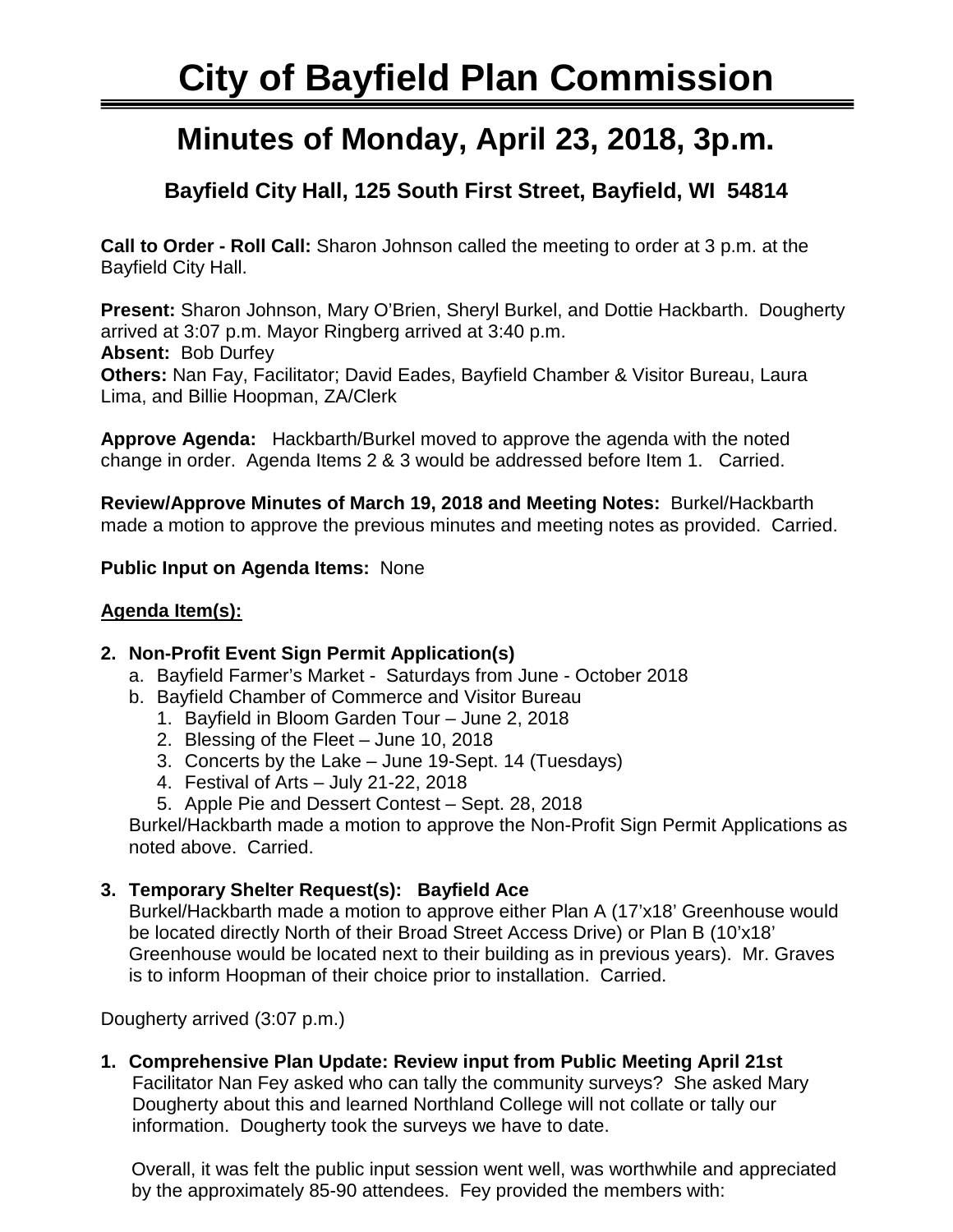# City of Bayfield Plan Commission

## Minutes of Monday, April 23, 2018, 3p.m.

### Bayfield City Hall, 125 South First Street, Bayfield, WI 54814

**Call to Order - Roll Call:** Sharon Johnson called the meeting to order at 3 p.m. at the Bayfield City Hall.

**Present:** Sharon Johnson, Mary O'Brien, Sheryl Burkel, and Dottie Hackbarth. Dougherty arrived at 3:07 p.m. Mayor Ringberg arrived at 3:40 p.m.
**Absent:** Bob Durfey
**Others:** Nan Fay, Facilitator; David Eades, Bayfield Chamber & Visitor Bureau, Laura Lima, and Billie Hoopman, ZA/Clerk

**Approve Agenda:** Hackbarth/Burkel moved to approve the agenda with the noted change in order. Agenda Items 2 & 3 would be addressed before Item 1. Carried.

**Review/Approve Minutes of March 19, 2018 and Meeting Notes:** Burkel/Hackbarth made a motion to approve the previous minutes and meeting notes as provided. Carried.

**Public Input on Agenda Items:** None

**Agenda Item(s):**

2. **Non-Profit Event Sign Permit Application(s)**
   a. Bayfield Farmer's Market - Saturdays from June - October 2018
   b. Bayfield Chamber of Commerce and Visitor Bureau
      1. Bayfield in Bloom Garden Tour – June 2, 2018
      2. Blessing of the Fleet – June 10, 2018
      3. Concerts by the Lake – June 19-Sept. 14 (Tuesdays)
      4. Festival of Arts – July 21-22, 2018
      5. Apple Pie and Dessert Contest – Sept. 28, 2018

   Burkel/Hackbarth made a motion to approve the Non-Profit Sign Permit Applications as noted above. Carried.

3. **Temporary Shelter Request(s): Bayfield Ace**
   Burkel/Hackbarth made a motion to approve either Plan A (17'x18' Greenhouse would be located directly North of their Broad Street Access Drive) or Plan B (10'x18' Greenhouse would be located next to their building as in previous years). Mr. Graves is to inform Hoopman of their choice prior to installation. Carried.

Dougherty arrived (3:07 p.m.)

1. **Comprehensive Plan Update: Review input from Public Meeting April 21st**
   Facilitator Nan Fey asked who can tally the community surveys? She asked Mary Dougherty about this and learned Northland College will not collate or tally our information. Dougherty took the surveys we have to date.

   Overall, it was felt the public input session went well, was worthwhile and appreciated by the approximately 85-90 attendees. Fey provided the members with: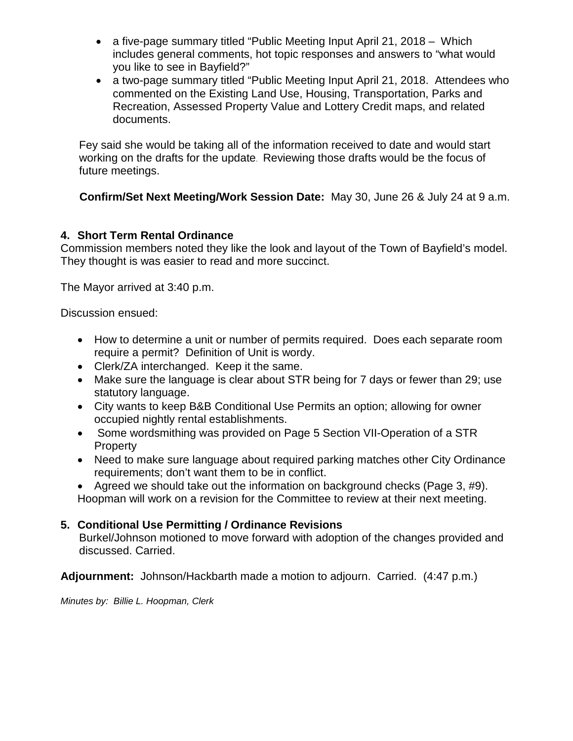- a five-page summary titled "Public Meeting Input April 21, 2018 – Which includes general comments, hot topic responses and answers to "what would you like to see in Bayfield?"
- a two-page summary titled "Public Meeting Input April 21, 2018. Attendees who commented on the Existing Land Use, Housing, Transportation, Parks and Recreation, Assessed Property Value and Lottery Credit maps, and related documents.

Fey said she would be taking all of the information received to date and would start working on the drafts for the update. Reviewing those drafts would be the focus of future meetings.

**Confirm/Set Next Meeting/Work Session Date:** May 30, June 26 & July 24 at 9 a.m.

**4. Short Term Rental Ordinance**

Commission members noted they like the look and layout of the Town of Bayfield's model. They thought is was easier to read and more succinct.

The Mayor arrived at 3:40 p.m.

Discussion ensued:

- How to determine a unit or number of permits required. Does each separate room require a permit? Definition of Unit is wordy.
- Clerk/ZA interchanged. Keep it the same.
- Make sure the language is clear about STR being for 7 days or fewer than 29; use statutory language.
- City wants to keep B&B Conditional Use Permits an option; allowing for owner occupied nightly rental establishments.
- Some wordsmithing was provided on Page 5 Section VII-Operation of a STR Property
- Need to make sure language about required parking matches other City Ordinance requirements; don't want them to be in conflict.
- Agreed we should take out the information on background checks (Page 3, #9).

Hoopman will work on a revision for the Committee to review at their next meeting.

**5. Conditional Use Permitting / Ordinance Revisions**

Burkel/Johnson motioned to move forward with adoption of the changes provided and discussed. Carried.

**Adjournment:** Johnson/Hackbarth made a motion to adjourn. Carried. (4:47 p.m.)

*Minutes by: Billie L. Hoopman, Clerk*